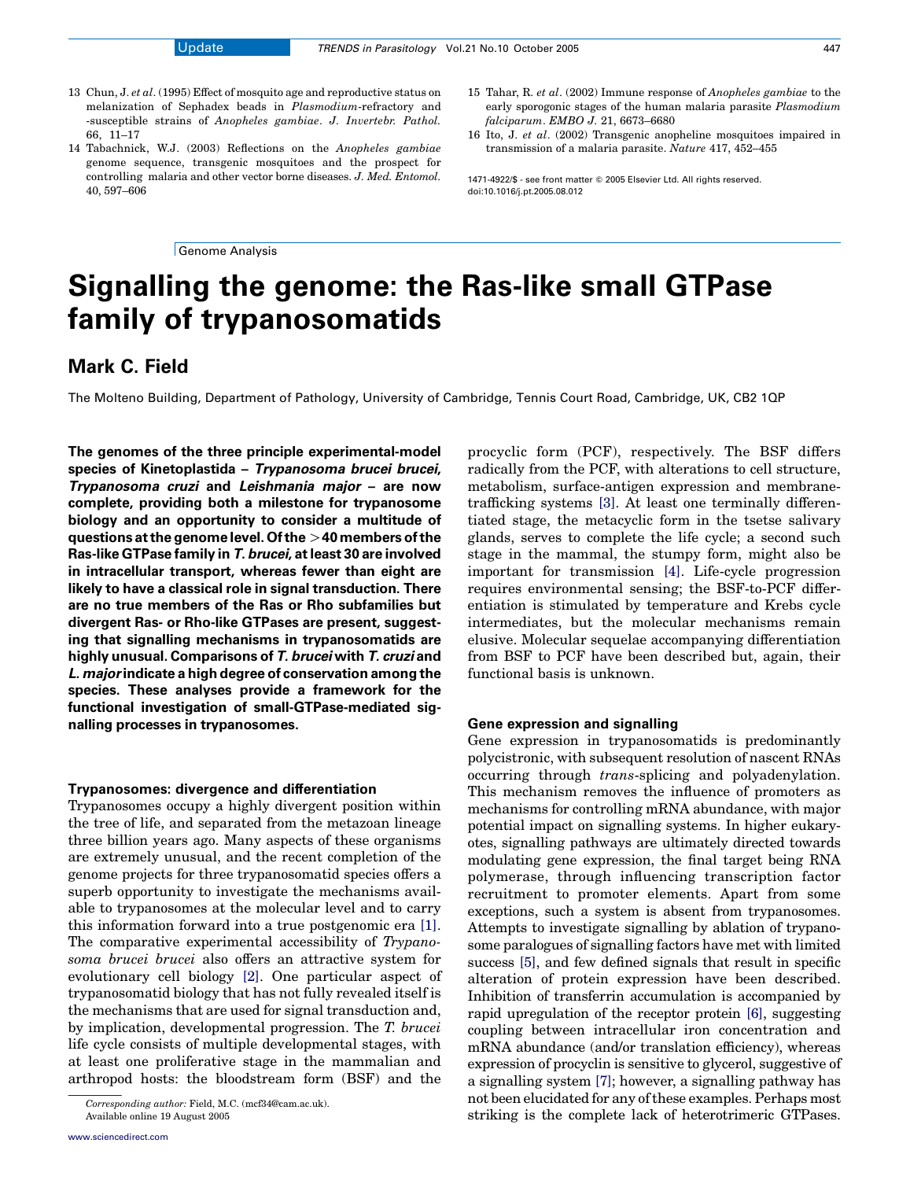13 Chun, J. *et al*. (1995) Effect of mosquito age and reproductive status on melanization of Sephadex beads in *Plasmodium*-refractory and -susceptible strains of *Anopheles gambiae*. *J. Invertebr. Pathol.* 66, 11–17

14 Tabachnick, W.J. (2003) Reflections on the *Anopheles gambiae* genome sequence, transgenic mosquitoes and the prospect for controlling malaria and other vector borne diseases. *J. Med. Entomol.* 40, 597–606

15 Tahar, R. *et al*. (2002) Immune response of *Anopheles gambiae* to the early sporogonic stages of the human malaria parasite *Plasmodium falciparum*. *EMBO J.* 21, 6673–6680

16 Ito, J. *et al*. (2002) Transgenic anopheline mosquitoes impaired in transmission of a malaria parasite. *Nature* 417, 452–455

1471-4922/$ - see front matter © 2005 Elsevier Ltd. All rights reserved. doi:10.1016/j.pt.2005.08.012

Genome Analysis

# Signalling the genome: the Ras-like small GTPase family of trypanosomatids

## Mark C. Field

The Molteno Building, Department of Pathology, University of Cambridge, Tennis Court Road, Cambridge, UK, CB2 1QP

**The genomes of the three principle experimental-model species of Kinetoplastida – *Trypanosoma brucei brucei*, *Trypanosoma cruzi* and *Leishmania major* – are now complete, providing both a milestone for trypanosome biology and an opportunity to consider a multitude of questions at the genome level. Of the >40 members of the Ras-like GTPase family in *T. brucei*, at least 30 are involved in intracellular transport, whereas fewer than eight are likely to have a classical role in signal transduction. There are no true members of the Ras or Rho subfamilies but divergent Ras- or Rho-like GTPases are present, suggesting that signalling mechanisms in trypanosomatids are highly unusual. Comparisons of *T. brucei* with *T. cruzi* and *L. major* indicate a high degree of conservation among the species. These analyses provide a framework for the functional investigation of small-GTPase-mediated signalling processes in trypanosomes.**

### Trypanosomes: divergence and differentiation

Trypanosomes occupy a highly divergent position within the tree of life, and separated from the metazoan lineage three billion years ago. Many aspects of these organisms are extremely unusual, and the recent completion of the genome projects for three trypanosomatid species offers a superb opportunity to investigate the mechanisms available to trypanosomes at the molecular level and to carry this information forward into a true postgenomic era [1]. The comparative experimental accessibility of *Trypanosoma brucei brucei* also offers an attractive system for evolutionary cell biology [2]. One particular aspect of trypanosomatid biology that has not fully revealed itself is the mechanisms that are used for signal transduction and, by implication, developmental progression. The *T. brucei* life cycle consists of multiple developmental stages, with at least one proliferative stage in the mammalian and arthropod hosts: the bloodstream form (BSF) and the procyclic form (PCF), respectively. The BSF differs radically from the PCF, with alterations to cell structure, metabolism, surface-antigen expression and membrane-trafficking systems [3]. At least one terminally differentiated stage, the metacyclic form in the tsetse salivary glands, serves to complete the life cycle; a second such stage in the mammal, the stumpy form, might also be important for transmission [4]. Life-cycle progression requires environmental sensing; the BSF-to-PCF differentiation is stimulated by temperature and Krebs cycle intermediates, but the molecular mechanisms remain elusive. Molecular sequelae accompanying differentiation from BSF to PCF have been described but, again, their functional basis is unknown.

Corresponding author: Field, M.C. (mcf34@cam.ac.uk).
Available online 19 August 2005

### Gene expression and signalling

Gene expression in trypanosomatids is predominantly polycistronic, with subsequent resolution of nascent RNAs occurring through *trans*-splicing and polyadenylation. This mechanism removes the influence of promoters as mechanisms for controlling mRNA abundance, with major potential impact on signalling systems. In higher eukaryotes, signalling pathways are ultimately directed towards modulating gene expression, the final target being RNA polymerase, through influencing transcription factor recruitment to promoter elements. Apart from some exceptions, such a system is absent from trypanosomes. Attempts to investigate signalling by ablation of trypanosome paralogues of signalling factors have met with limited success [5], and few defined signals that result in specific alteration of protein expression have been described. Inhibition of transferrin accumulation is accompanied by rapid upregulation of the receptor protein [6], suggesting coupling between intracellular iron concentration and mRNA abundance (and/or translation efficiency), whereas expression of procyclin is sensitive to glycerol, suggestive of a signalling system [7]; however, a signalling pathway has not been elucidated for any of these examples. Perhaps most striking is the complete lack of heterotrimeric GTPases.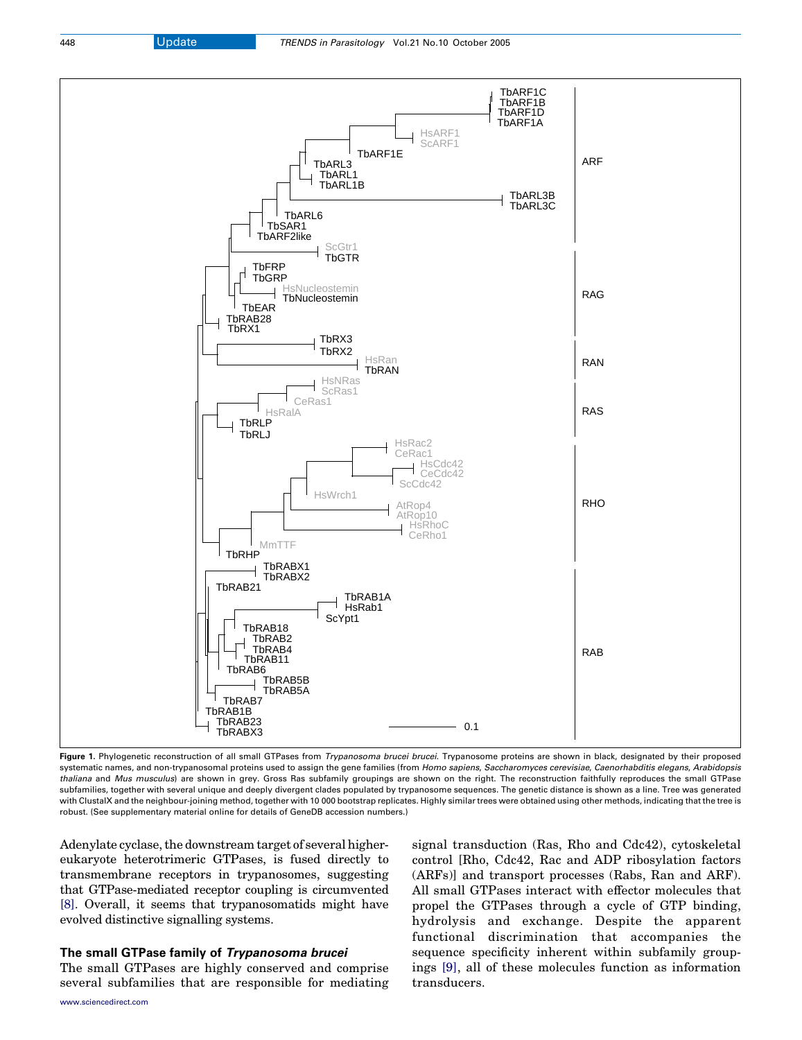**Figure 1.** Phylogenetic reconstruction of all small GTPases from *Trypanosoma brucei brucei*. Trypanosome proteins are shown in black, designated by their proposed systematic names, and non-trypanosomal proteins used to assign the gene families (from *Homo sapiens, Saccharomyces cerevisiae, Caenorhabditis elegans, Arabidopsis thaliana* and *Mus musculus*) are shown in grey. Gross Ras subfamily groupings are shown on the right. The reconstruction faithfully reproduces the small GTPase subfamilies, together with several unique and deeply divergent clades populated by trypanosome sequences. The genetic distance is shown as a line. Tree was generated with ClustalX and the neighbour-joining method, together with 10 000 bootstrap replicates. Highly similar trees were obtained using other methods, indicating that the tree is robust. (See supplementary material online for details of GeneDB accession numbers.)

Adenylate cyclase, the downstream target of several higher-eukaryote heterotrimeric GTPases, is fused directly to transmembrane receptors in trypanosomes, suggesting that GTPase-mediated receptor coupling is circumvented [8]. Overall, it seems that trypanosomatids might have evolved distinctive signalling systems.

## The small GTPase family of *Trypanosoma brucei*

The small GTPases are highly conserved and comprise several subfamilies that are responsible for mediating signal transduction (Ras, Rho and Cdc42), cytoskeletal control [Rho, Cdc42, Rac and ADP ribosylation factors (ARFs)] and transport processes (Rabs, Ran and ARF). All small GTPases interact with effector molecules that propel the GTPases through a cycle of GTP binding, hydrolysis and exchange. Despite the apparent functional discrimination that accompanies the sequence specificity inherent within subfamily groupings [9], all of these molecules function as information transducers.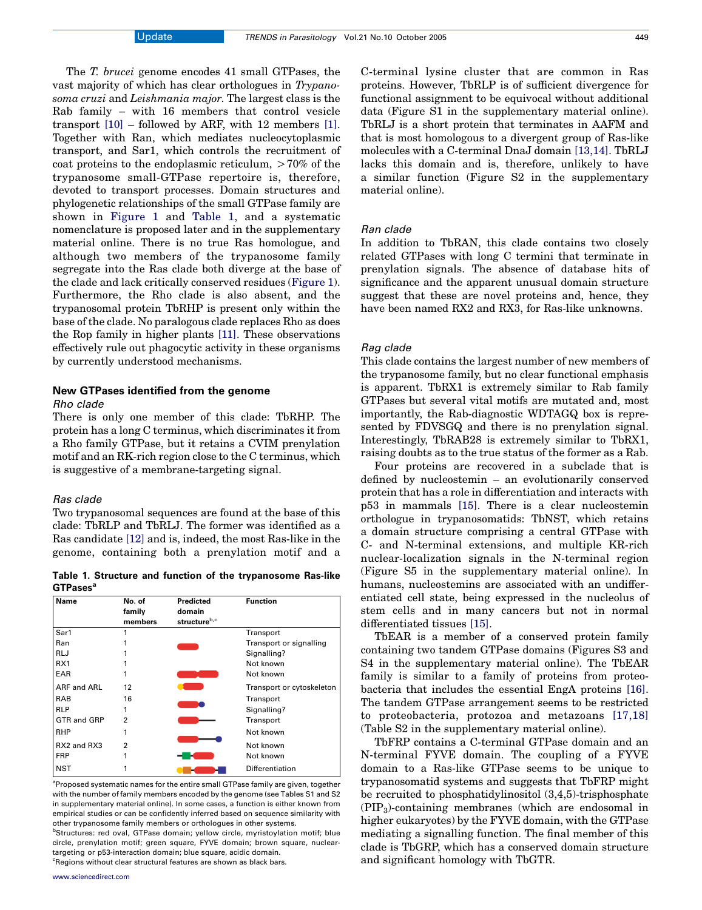The *T. brucei* genome encodes 41 small GTPases, the vast majority of which has clear orthologues in *Trypanosoma cruzi* and *Leishmania major*. The largest class is the Rab family – with 16 members that control vesicle transport [10] – followed by ARF, with 12 members [1]. Together with Ran, which mediates nucleocytoplasmic transport, and Sar1, which controls the recruitment of coat proteins to the endoplasmic reticulum, >70% of the trypanosome small-GTPase repertoire is, therefore, devoted to transport processes. Domain structures and phylogenetic relationships of the small GTPase family are shown in Figure 1 and Table 1, and a systematic nomenclature is proposed later and in the supplementary material online. There is no true Ras homologue, and although two members of the trypanosome family segregate into the Ras clade both diverge at the base of the clade and lack critically conserved residues (Figure 1). Furthermore, the Rho clade is also absent, and the trypanosomal protein TbRHP is present only within the base of the clade. No paralogous clade replaces Rho as does the Rop family in higher plants [11]. These observations effectively rule out phagocytic activity in these organisms by currently understood mechanisms.

## New GTPases identified from the genome

### *Rho clade*

There is only one member of this clade: TbRHP. The protein has a long C terminus, which discriminates it from a Rho family GTPase, but it retains a CVIM prenylation motif and an RK-rich region close to the C terminus, which is suggestive of a membrane-targeting signal.

### *Ras clade*

Two trypanosomal sequences are found at the base of this clade: TbRLP and TbRLJ. The former was identified as a Ras candidate [12] and is, indeed, the most Ras-like in the genome, containing both a prenylation motif and a C-terminal lysine cluster that are common in Ras proteins. However, TbRLP is of sufficient divergence for functional assignment to be equivocal without additional data (Figure S1 in the supplementary material online). TbRLJ is a short protein that terminates in AAFM and that is most homologous to a divergent group of Ras-like molecules with a C-terminal DnaJ domain [13,14]. TbRLJ lacks this domain and is, therefore, unlikely to have a similar function (Figure S2 in the supplementary material online).

**Table 1. Structure and function of the trypanosome Ras-like GTPases[a]**

| Name | No. of family members | Predicted domain structure[b,c] | Function |
|---|---|---|---|
| Sar1 | 1 | | Transport |
| Ran | 1 | | Transport or signalling |
| RLJ | 1 | | Signalling? |
| RX1 | 1 | | Not known |
| EAR | 1 | | Not known |
| ARF and ARL | 12 | | Transport or cytoskeleton |
| RAB | 16 | | Transport |
| RLP | 1 | | Signalling? |
| GTR and GRP | 2 | | Transport |
| RHP | 1 | | Not known |
| RX2 and RX3 | 2 | | Not known |
| FRP | 1 | | Not known |
| NST | 1 | | Differentiation |

[a]Proposed systematic names for the entire small GTPase family are given, together with the number of family members encoded by the genome (see Tables S1 and S2 in supplementary material online). In some cases, a function is either known from empirical studies or can be confidently inferred based on sequence similarity with other trypanosome family members or orthologues in other systems.

[b]Structures: red oval, GTPase domain; yellow circle, myristoylation motif; blue circle, prenylation motif; green square, FYVE domain; brown square, nuclear-targeting or p53-interaction domain; blue square, acidic domain.

[c]Regions without clear structural features are shown as black bars.

### *Ran clade*

In addition to TbRAN, this clade contains two closely related GTPases with long C termini that terminate in prenylation signals. The absence of database hits of significance and the apparent unusual domain structure suggest that these are novel proteins and, hence, they have been named RX2 and RX3, for Ras-like unknowns.

### *Rag clade*

This clade contains the largest number of new members of the trypanosome family, but no clear functional emphasis is apparent. TbRX1 is extremely similar to Rab family GTPases but several vital motifs are mutated and, most importantly, the Rab-diagnostic WDTAGQ box is represented by FDVSGQ and there is no prenylation signal. Interestingly, TbRAB28 is extremely similar to TbRX1, raising doubts as to the true status of the former as a Rab.

Four proteins are recovered in a subclade that is defined by nucleostemin – an evolutionarily conserved protein that has a role in differentiation and interacts with p53 in mammals [15]. There is a clear nucleostemin orthologue in trypanosomatids: TbNST, which retains a domain structure comprising a central GTPase with C- and N-terminal extensions, and multiple KR-rich nuclear-localization signals in the N-terminal region (Figure S5 in the supplementary material online). In humans, nucleostemins are associated with an undifferentiated cell state, being expressed in the nucleolus of stem cells and in many cancers but not in normal differentiated tissues [15].

TbEAR is a member of a conserved protein family containing two tandem GTPase domains (Figures S3 and S4 in the supplementary material online). The TbEAR family is similar to a family of proteins from proteobacteria that includes the essential EngA proteins [16]. The tandem GTPase arrangement seems to be restricted to proteobacteria, protozoa and metazoans [17,18] (Table S2 in the supplementary material online).

TbFRP contains a C-terminal GTPase domain and an N-terminal FYVE domain. The coupling of a FYVE domain to a Ras-like GTPase seems to be unique to trypanosomatid systems and suggests that TbFRP might be recruited to phosphatidylinositol (3,4,5)-trisphosphate ($PIP_3$)-containing membranes (which are endosomal in higher eukaryotes) by the FYVE domain, with the GTPase mediating a signalling function. The final member of this clade is TbGRP, which has a conserved domain structure and significant homology with TbGTR.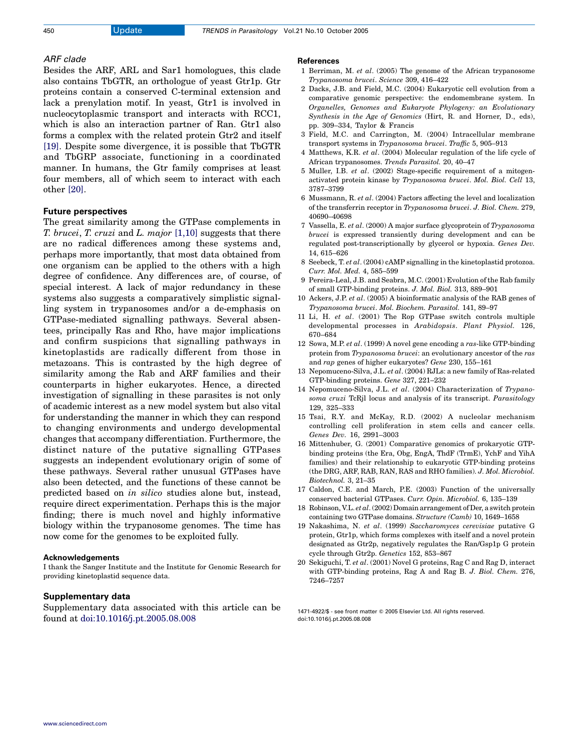### *ARF clade*

Besides the ARF, ARL and Sar1 homologues, this clade also contains TbGTR, an orthologue of yeast Gtr1p. Gtr proteins contain a conserved C-terminal extension and lack a prenylation motif. In yeast, Gtr1 is involved in nucleocytoplasmic transport and interacts with RCC1, which is also an interaction partner of Ran. Gtr1 also forms a complex with the related protein Gtr2 and itself [19]. Despite some divergence, it is possible that TbGTR and TbGRP associate, functioning in a coordinated manner. In humans, the Gtr family comprises at least four members, all of which seem to interact with each other [20].

## Future perspectives

The great similarity among the GTPase complements in *T. brucei*, *T. cruzi* and *L. major* [1,10] suggests that there are no radical differences among these systems and, perhaps more importantly, that most data obtained from one organism can be applied to the others with a high degree of confidence. Any differences are, of course, of special interest. A lack of major redundancy in these systems also suggests a comparatively simplistic signalling system in trypanosomes and/or a de-emphasis on GTPase-mediated signalling pathways. Several absentees, principally Ras and Rho, have major implications and confirm suspicions that signalling pathways in kinetoplastids are radically different from those in metazoans. This is contrasted by the high degree of similarity among the Rab and ARF families and their counterparts in higher eukaryotes. Hence, a directed investigation of signalling in these parasites is not only of academic interest as a new model system but also vital for understanding the manner in which they can respond to changing environments and undergo developmental changes that accompany differentiation. Furthermore, the distinct nature of the putative signalling GTPases suggests an independent evolutionary origin of some of these pathways. Several rather unusual GTPases have also been detected, and the functions of these cannot be predicted based on *in silico* studies alone but, instead, require direct experimentation. Perhaps this is the major finding; there is much novel and highly informative biology within the trypanosome genomes. The time has now come for the genomes to be exploited fully.

## Acknowledgements

I thank the Sanger Institute and the Institute for Genomic Research for providing kinetoplastid sequence data.

## Supplementary data

Supplementary data associated with this article can be found at doi:10.1016/j.pt.2005.08.008

## References

1 Berriman, M. *et al*. (2005) The genome of the African trypanosome *Trypanosoma brucei*. *Science* 309, 416–422

2 Dacks, J.B. and Field, M.C. (2004) Eukaryotic cell evolution from a comparative genomic perspective: the endomembrane system. In *Organelles, Genomes and Eukaryote Phylogeny: an Evolutionary Synthesis in the Age of Genomics* (Hirt, R. and Horner, D., eds), pp. 309–334, Taylor & Francis

3 Field, M.C. and Carrington, M. (2004) Intracellular membrane transport systems in *Trypanosoma brucei*. *Traffic* 5, 905–913

4 Matthews, K.R. *et al*. (2004) Molecular regulation of the life cycle of African trypanosomes. *Trends Parasitol.* 20, 40–47

5 Muller, I.B. *et al*. (2002) Stage-specific requirement of a mitogen-activated protein kinase by *Trypanosoma brucei*. *Mol. Biol. Cell* 13, 3787–3799

6 Mussmann, R. *et al*. (2004) Factors affecting the level and localization of the transferrin receptor in *Trypanosoma brucei*. *J. Biol. Chem.* 279, 40690–40698

7 Vassella, E. *et al*. (2000) A major surface glycoprotein of *Trypanosoma brucei* is expressed transiently during development and can be regulated post-transcriptionally by glycerol or hypoxia. *Genes Dev.* 14, 615–626

8 Seebeck, T. *et al*. (2004) cAMP signalling in the kinetoplastid protozoa. *Curr. Mol. Med.* 4, 585–599

9 Pereira-Leal, J.B. and Seabra, M.C. (2001) Evolution of the Rab family of small GTP-binding proteins. *J. Mol. Biol.* 313, 889–901

10 Ackers, J.P. *et al*. (2005) A bioinformatic analysis of the RAB genes of *Trypanosoma brucei*. *Mol. Biochem. Parasitol.* 141, 89–97

11 Li, H. *et al*. (2001) The Rop GTPase switch controls multiple developmental processes in *Arabidopsis*. *Plant Physiol.* 126, 670–684

12 Sowa, M.P. *et al*. (1999) A novel gene encoding a *ras*-like GTP-binding protein from *Trypanosoma brucei*: an evolutionary ancestor of the *ras* and *rap* genes of higher eukaryotes? *Gene* 230, 155–161

13 Nepomuceno-Silva, J.L. *et al*. (2004) RJLs: a new family of Ras-related GTP-binding proteins. *Gene* 327, 221–232

14 Nepomuceno-Silva, J.L. *et al*. (2004) Characterization of *Trypanosoma cruzi* TcRjl locus and analysis of its transcript. *Parasitology* 129, 325–333

15 Tsai, R.Y. and McKay, R.D. (2002) A nucleolar mechanism controlling cell proliferation in stem cells and cancer cells. *Genes Dev.* 16, 2991–3003

16 Mittenhuber, G. (2001) Comparative genomics of prokaryotic GTP-binding proteins (the Era, Obg, EngA, ThdF (TrmE), YchF and YihA families) and their relationship to eukaryotic GTP-binding proteins (the DRG, ARF, RAB, RAN, RAS and RHO families). *J. Mol. Microbiol. Biotechnol.* 3, 21–35

17 Caldon, C.E. and March, P.E. (2003) Function of the universally conserved bacterial GTPases. *Curr. Opin. Microbiol.* 6, 135–139

18 Robinson, V.L. *et al*. (2002) Domain arrangement of Der, a switch protein containing two GTPase domains. *Structure (Camb)* 10, 1649–1658

19 Nakashima, N. *et al*. (1999) *Saccharomyces cerevisiae* putative G protein, Gtr1p, which forms complexes with itself and a novel protein designated as Gtr2p, negatively regulates the Ran/Gsp1p G protein cycle through Gtr2p. *Genetics* 152, 853–867

20 Sekiguchi, T. *et al*. (2001) Novel G proteins, Rag C and Rag D, interact with GTP-binding proteins, Rag A and Rag B. *J. Biol. Chem.* 276, 7246–7257

1471-4922/$ - see front matter © 2005 Elsevier Ltd. All rights reserved.
doi:10.1016/j.pt.2005.08.008